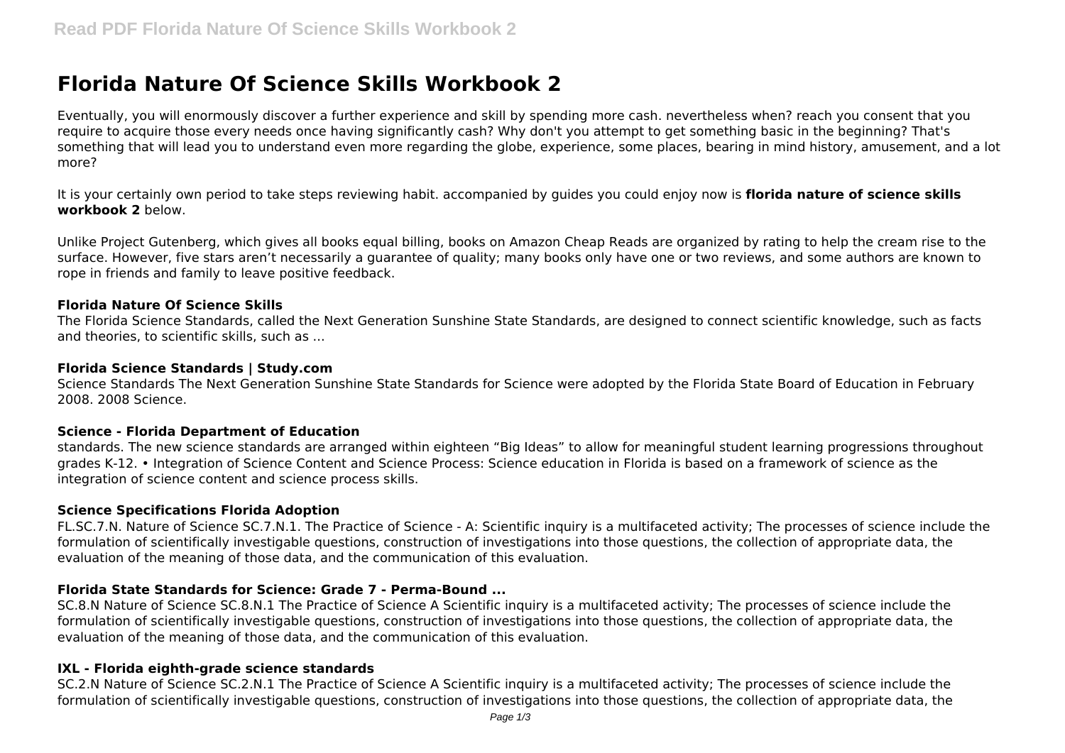# Florida Nature Of Science Skills Workbook 2

Eventually, you will enormously discover a further experience and skill by spending more cash. nevertheless when? reach you consent that you require to acquire those every needs once having significantly cash? Why don't you attempt to get something basic in the beginning? That's something that will lead you to understand even more regarding the globe, experience, some places, bearing in mind history, amusement, and a lot more?

It is your certainly own period to take steps reviewing habit. accompanied by guides you could enjoy now is **florida nature of science skills workbook 2** below.

Unlike Project Gutenberg, which gives all books equal billing, books on Amazon Cheap Reads are organized by rating to help the cream rise to the surface. However, five stars aren't necessarily a guarantee of quality; many books only have one or two reviews, and some authors are known to rope in friends and family to leave positive feedback.

### Florida Nature Of Science Skills

The Florida Science Standards, called the Next Generation Sunshine State Standards, are designed to connect scientific knowledge, such as facts and theories, to scientific skills, such as ...

### Florida Science Standards | Study.com

Science Standards The Next Generation Sunshine State Standards for Science were adopted by the Florida State Board of Education in February 2008. 2008 Science.

### Science - Florida Department of Education

standards. The new science standards are arranged within eighteen "Big Ideas" to allow for meaningful student learning progressions throughout grades K-12. • Integration of Science Content and Science Process: Science education in Florida is based on a framework of science as the integration of science content and science process skills.

### Science Specifications Florida Adoption

FL.SC.7.N. Nature of Science SC.7.N.1. The Practice of Science - A: Scientific inquiry is a multifaceted activity; The processes of science include the formulation of scientifically investigable questions, construction of investigations into those questions, the collection of appropriate data, the evaluation of the meaning of those data, and the communication of this evaluation.

### Florida State Standards for Science: Grade 7 - Perma-Bound ...

SC.8.N Nature of Science SC.8.N.1 The Practice of Science A Scientific inquiry is a multifaceted activity; The processes of science include the formulation of scientifically investigable questions, construction of investigations into those questions, the collection of appropriate data, the evaluation of the meaning of those data, and the communication of this evaluation.

### IXL - Florida eighth-grade science standards

SC.2.N Nature of Science SC.2.N.1 The Practice of Science A Scientific inquiry is a multifaceted activity; The processes of science include the formulation of scientifically investigable questions, construction of investigations into those questions, the collection of appropriate data, the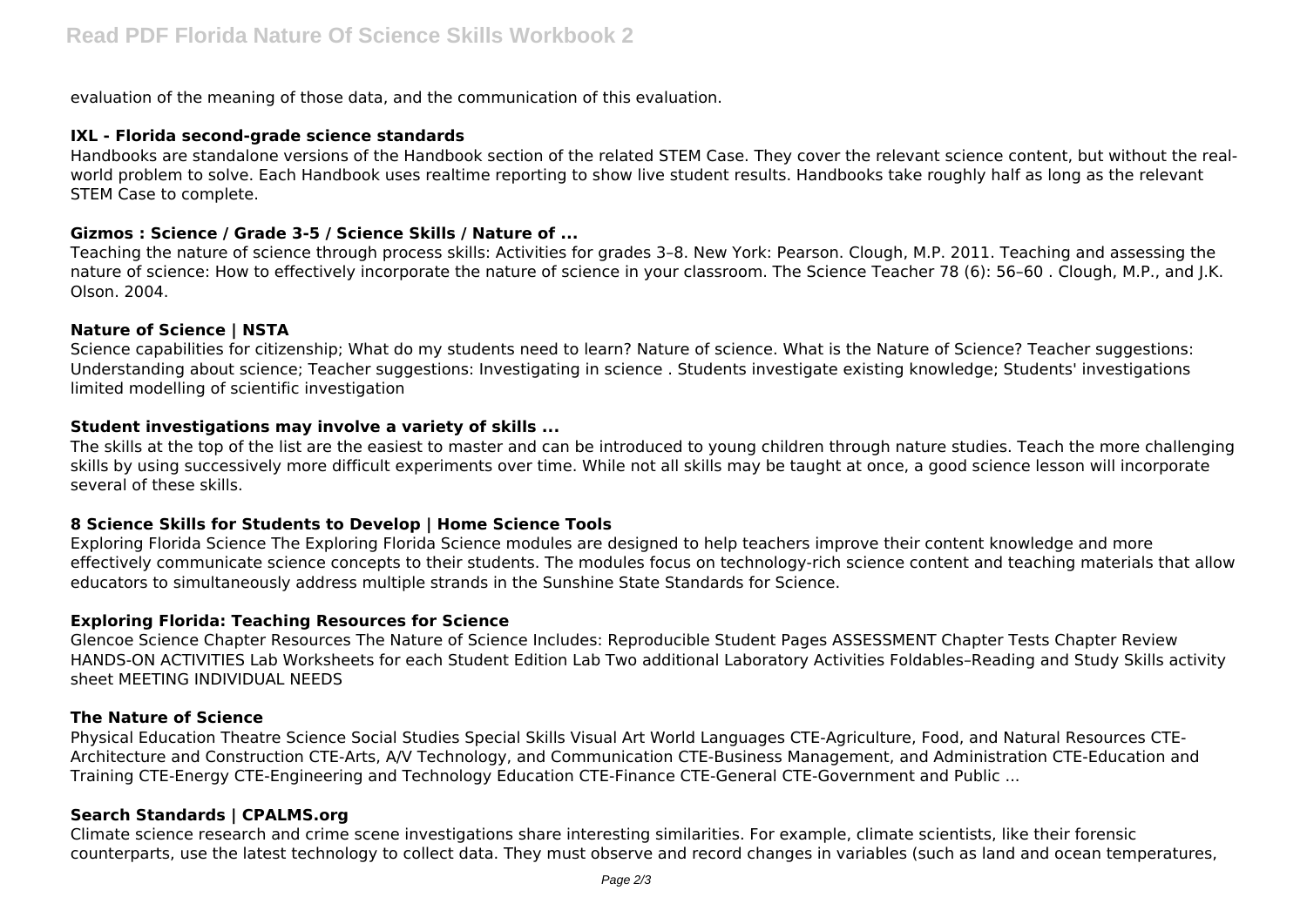evaluation of the meaning of those data, and the communication of this evaluation.

### IXL - Florida second-grade science standards

Handbooks are standalone versions of the Handbook section of the related STEM Case. They cover the relevant science content, but without the real-world problem to solve. Each Handbook uses realtime reporting to show live student results. Handbooks take roughly half as long as the relevant STEM Case to complete.

### Gizmos : Science / Grade 3-5 / Science Skills / Nature of ...

Teaching the nature of science through process skills: Activities for grades 3–8. New York: Pearson. Clough, M.P. 2011. Teaching and assessing the nature of science: How to effectively incorporate the nature of science in your classroom. The Science Teacher 78 (6): 56–60 . Clough, M.P., and J.K. Olson. 2004.

### Nature of Science | NSTA

Science capabilities for citizenship; What do my students need to learn? Nature of science. What is the Nature of Science? Teacher suggestions: Understanding about science; Teacher suggestions: Investigating in science . Students investigate existing knowledge; Students' investigations limited modelling of scientific investigation

### Student investigations may involve a variety of skills ...

The skills at the top of the list are the easiest to master and can be introduced to young children through nature studies. Teach the more challenging skills by using successively more difficult experiments over time. While not all skills may be taught at once, a good science lesson will incorporate several of these skills.

### 8 Science Skills for Students to Develop | Home Science Tools

Exploring Florida Science The Exploring Florida Science modules are designed to help teachers improve their content knowledge and more effectively communicate science concepts to their students. The modules focus on technology-rich science content and teaching materials that allow educators to simultaneously address multiple strands in the Sunshine State Standards for Science.

### Exploring Florida: Teaching Resources for Science

Glencoe Science Chapter Resources The Nature of Science Includes: Reproducible Student Pages ASSESSMENT Chapter Tests Chapter Review HANDS-ON ACTIVITIES Lab Worksheets for each Student Edition Lab Two additional Laboratory Activities Foldables–Reading and Study Skills activity sheet MEETING INDIVIDUAL NEEDS

### The Nature of Science

Physical Education Theatre Science Social Studies Special Skills Visual Art World Languages CTE-Agriculture, Food, and Natural Resources CTE-Architecture and Construction CTE-Arts, A/V Technology, and Communication CTE-Business Management, and Administration CTE-Education and Training CTE-Energy CTE-Engineering and Technology Education CTE-Finance CTE-General CTE-Government and Public ...

### Search Standards | CPALMS.org

Climate science research and crime scene investigations share interesting similarities. For example, climate scientists, like their forensic counterparts, use the latest technology to collect data. They must observe and record changes in variables (such as land and ocean temperatures,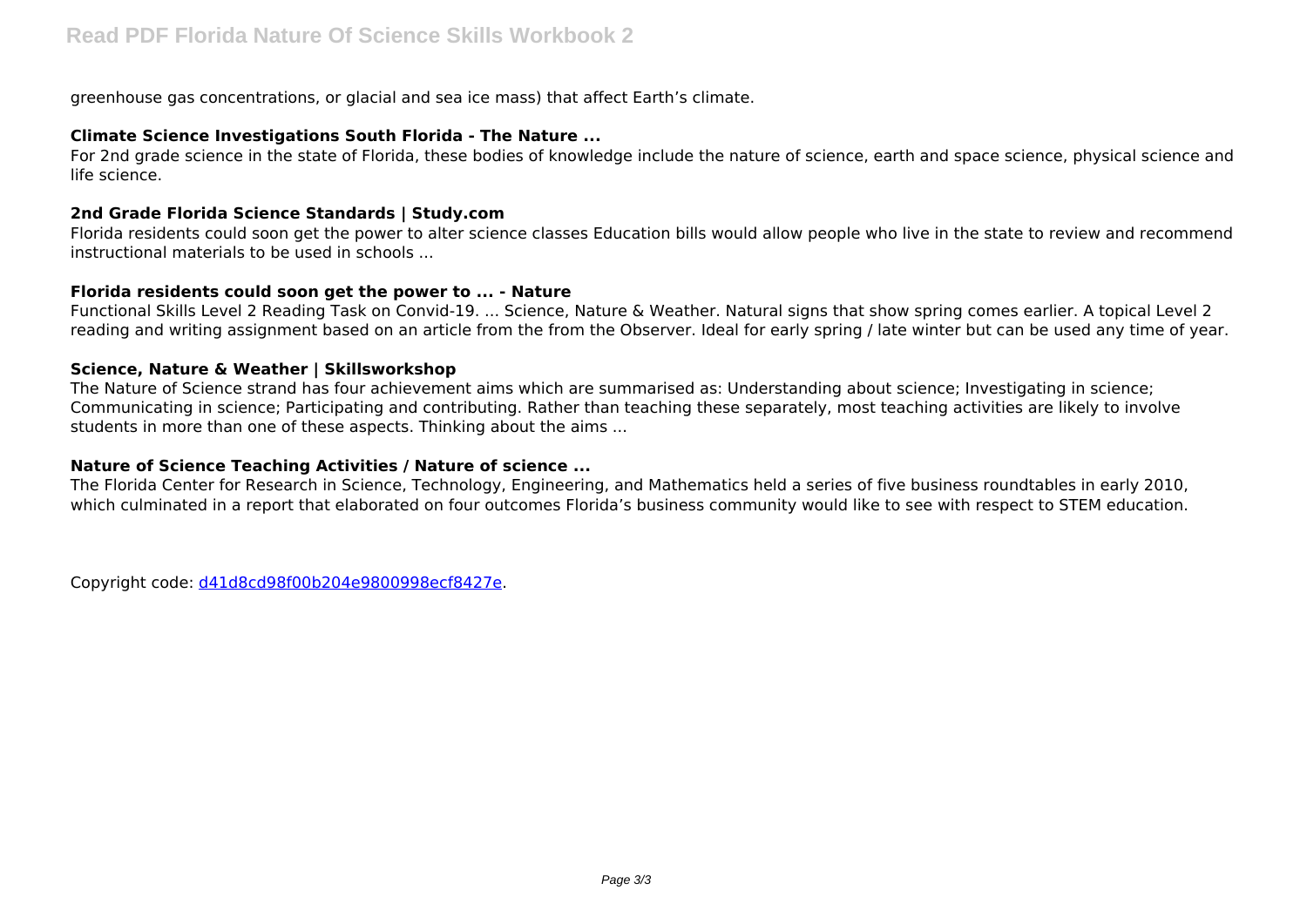greenhouse gas concentrations, or glacial and sea ice mass) that affect Earth's climate.

**Climate Science Investigations South Florida - The Nature ...**

For 2nd grade science in the state of Florida, these bodies of knowledge include the nature of science, earth and space science, physical science and life science.

**2nd Grade Florida Science Standards | Study.com**

Florida residents could soon get the power to alter science classes Education bills would allow people who live in the state to review and recommend instructional materials to be used in schools ...

**Florida residents could soon get the power to ... - Nature**

Functional Skills Level 2 Reading Task on Convid-19. ... Science, Nature & Weather. Natural signs that show spring comes earlier. A topical Level 2 reading and writing assignment based on an article from the from the Observer. Ideal for early spring / late winter but can be used any time of year.

**Science, Nature & Weather | Skillsworkshop**

The Nature of Science strand has four achievement aims which are summarised as: Understanding about science; Investigating in science; Communicating in science; Participating and contributing. Rather than teaching these separately, most teaching activities are likely to involve students in more than one of these aspects. Thinking about the aims ...

**Nature of Science Teaching Activities / Nature of science ...**

The Florida Center for Research in Science, Technology, Engineering, and Mathematics held a series of five business roundtables in early 2010, which culminated in a report that elaborated on four outcomes Florida's business community would like to see with respect to STEM education.

Copyright code: d41d8cd98f00b204e9800998ecf8427e.